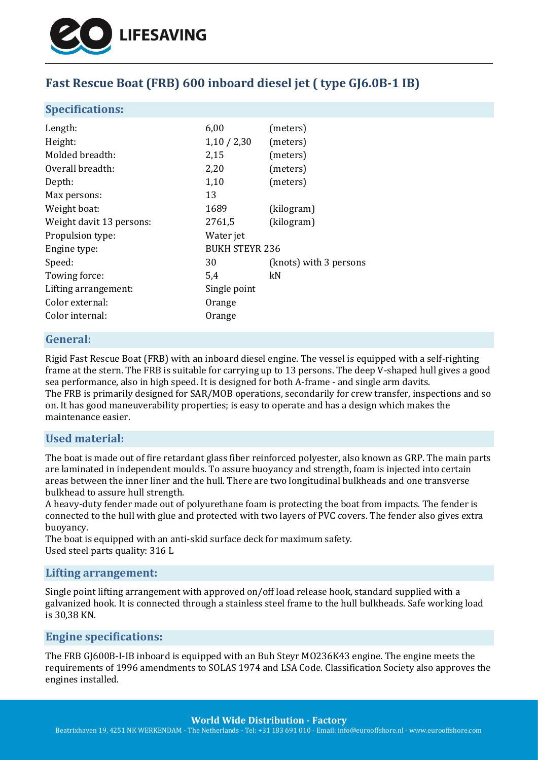# Fast Rescue Boat (FRB) 600 inboard diesel jet ( type GJ6.0B-1 IB)

## Specifications:

| | | |
|---|---|---|
| Length: | 6,00 | (meters) |
| Height: | 1,10 / 2,30 | (meters) |
| Molded breadth: | 2,15 | (meters) |
| Overall breadth: | 2,20 | (meters) |
| Depth: | 1,10 | (meters) |
| Max persons: | 13 | |
| Weight boat: | 1689 | (kilogram) |
| Weight davit 13 persons: | 2761,5 | (kilogram) |
| Propulsion type: | Water jet | |
| Engine type: | BUKH STEYR 236 | |
| Speed: | 30 | (knots) with 3 persons |
| Towing force: | 5,4 | kN |
| Lifting arrangement: | Single point | |
| Color external: | Orange | |
| Color internal: | Orange | |

## General:

Rigid Fast Rescue Boat (FRB) with an inboard diesel engine. The vessel is equipped with a self-righting frame at the stern. The FRB is suitable for carrying up to 13 persons. The deep V-shaped hull gives a good sea performance, also in high speed. It is designed for both A-frame - and single arm davits.
The FRB is primarily designed for SAR/MOB operations, secondarily for crew transfer, inspections and so on. It has good maneuverability properties; is easy to operate and has a design which makes the maintenance easier.

## Used material:

The boat is made out of fire retardant glass fiber reinforced polyester, also known as GRP. The main parts are laminated in independent moulds. To assure buoyancy and strength, foam is injected into certain areas between the inner liner and the hull. There are two longitudinal bulkheads and one transverse bulkhead to assure hull strength.
A heavy-duty fender made out of polyurethane foam is protecting the boat from impacts. The fender is connected to the hull with glue and protected with two layers of PVC covers. The fender also gives extra buoyancy.
The boat is equipped with an anti-skid surface deck for maximum safety.
Used steel parts quality: 316 L

## Lifting arrangement:

Single point lifting arrangement with approved on/off load release hook, standard supplied with a galvanized hook. It is connected through a stainless steel frame to the hull bulkheads. Safe working load is 30,38 KN.

## Engine specifications:

The FRB GJ600B-I-IB inboard is equipped with an Buh Steyr MO236K43 engine. The engine meets the requirements of 1996 amendments to SOLAS 1974 and LSA Code. Classification Society also approves the engines installed.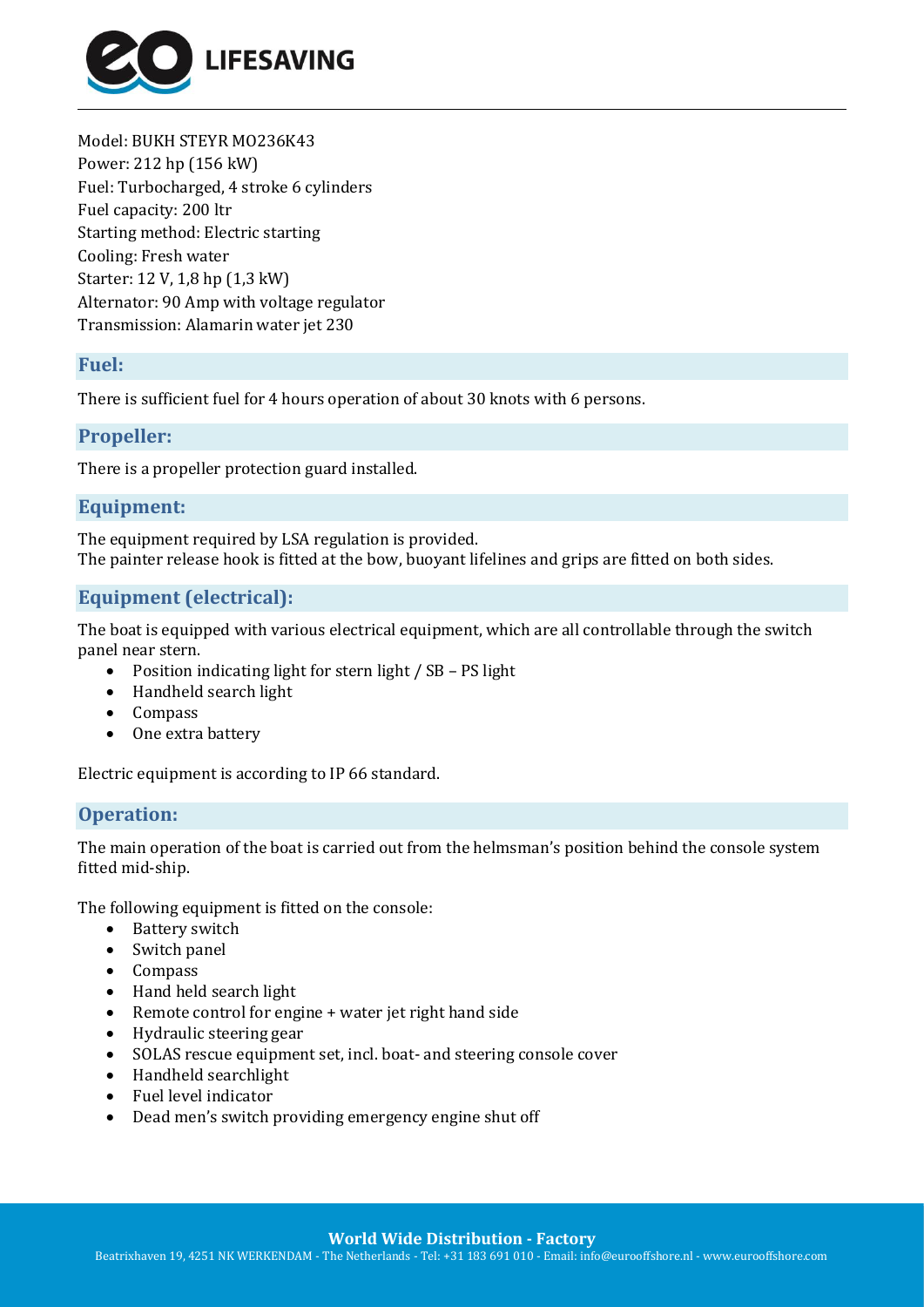Model: BUKH STEYR MO236K43
Power: 212 hp (156 kW)
Fuel: Turbocharged, 4 stroke 6 cylinders
Fuel capacity: 200 ltr
Starting method: Electric starting
Cooling: Fresh water
Starter: 12 V, 1,8 hp (1,3 kW)
Alternator: 90 Amp with voltage regulator
Transmission: Alamarin water jet 230

## Fuel:

There is sufficient fuel for 4 hours operation of about 30 knots with 6 persons.

## Propeller:

There is a propeller protection guard installed.

## Equipment:

The equipment required by LSA regulation is provided.
The painter release hook is fitted at the bow, buoyant lifelines and grips are fitted on both sides.

## Equipment (electrical):

The boat is equipped with various electrical equipment, which are all controllable through the switch panel near stern.

- Position indicating light for stern light / SB – PS light
- Handheld search light
- Compass
- One extra battery

Electric equipment is according to IP 66 standard.

## Operation:

The main operation of the boat is carried out from the helmsman's position behind the console system fitted mid-ship.

The following equipment is fitted on the console:

- Battery switch
- Switch panel
- Compass
- Hand held search light
- Remote control for engine + water jet right hand side
- Hydraulic steering gear
- SOLAS rescue equipment set, incl. boat- and steering console cover
- Handheld searchlight
- Fuel level indicator
- Dead men's switch providing emergency engine shut off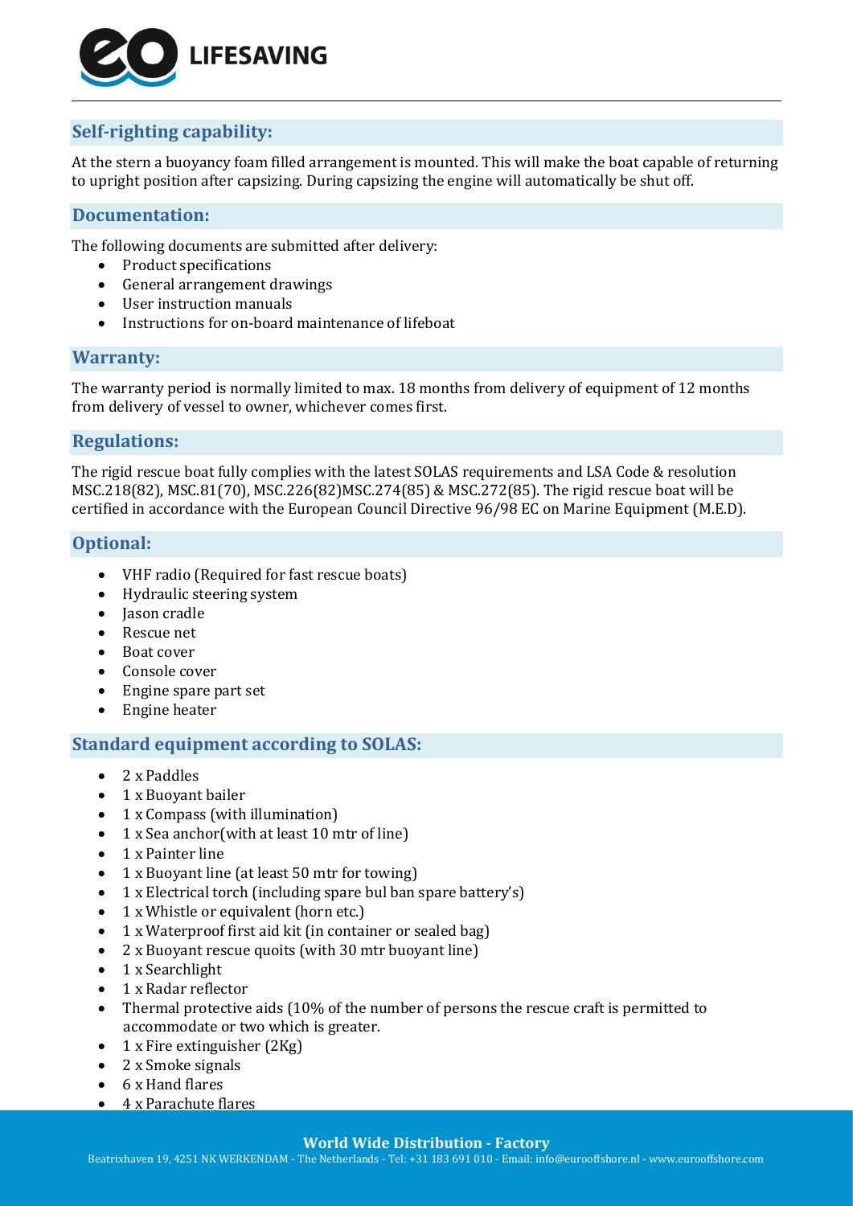## Self-righting capability:

At the stern a buoyancy foam filled arrangement is mounted. This will make the boat capable of returning to upright position after capsizing. During capsizing the engine will automatically be shut off.

## Documentation:

The following documents are submitted after delivery:

- Product specifications
- General arrangement drawings
- User instruction manuals
- Instructions for on-board maintenance of lifeboat

## Warranty:

The warranty period is normally limited to max. 18 months from delivery of equipment of 12 months from delivery of vessel to owner, whichever comes first.

## Regulations:

The rigid rescue boat fully complies with the latest SOLAS requirements and LSA Code & resolution MSC.218(82), MSC.81(70), MSC.226(82)MSC.274(85) & MSC.272(85). The rigid rescue boat will be certified in accordance with the European Council Directive 96/98 EC on Marine Equipment (M.E.D).

## Optional:

- VHF radio (Required for fast rescue boats)
- Hydraulic steering system
- Jason cradle
- Rescue net
- Boat cover
- Console cover
- Engine spare part set
- Engine heater

## Standard equipment according to SOLAS:

- 2 x Paddles
- 1 x Buoyant bailer
- 1 x Compass (with illumination)
- 1 x Sea anchor(with at least 10 mtr of line)
- 1 x Painter line
- 1 x Buoyant line (at least 50 mtr for towing)
- 1 x Electrical torch (including spare bul ban spare battery's)
- 1 x Whistle or equivalent (horn etc.)
- 1 x Waterproof first aid kit (in container or sealed bag)
- 2 x Buoyant rescue quoits (with 30 mtr buoyant line)
- 1 x Searchlight
- 1 x Radar reflector
- Thermal protective aids (10% of the number of persons the rescue craft is permitted to accommodate or two which is greater.
- 1 x Fire extinguisher (2Kg)
- 2 x Smoke signals
- 6 x Hand flares
- 4 x Parachute flares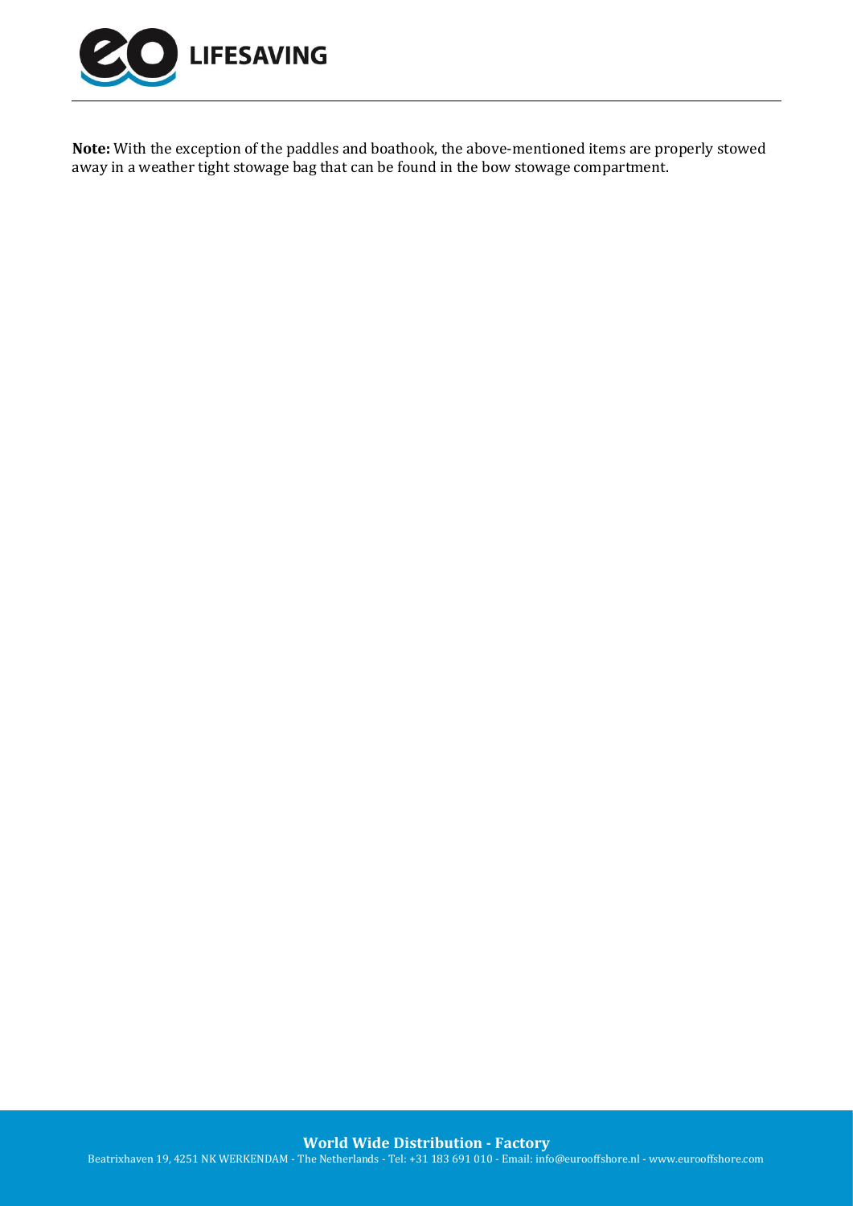**Note:** With the exception of the paddles and boathook, the above-mentioned items are properly stowed away in a weather tight stowage bag that can be found in the bow stowage compartment.